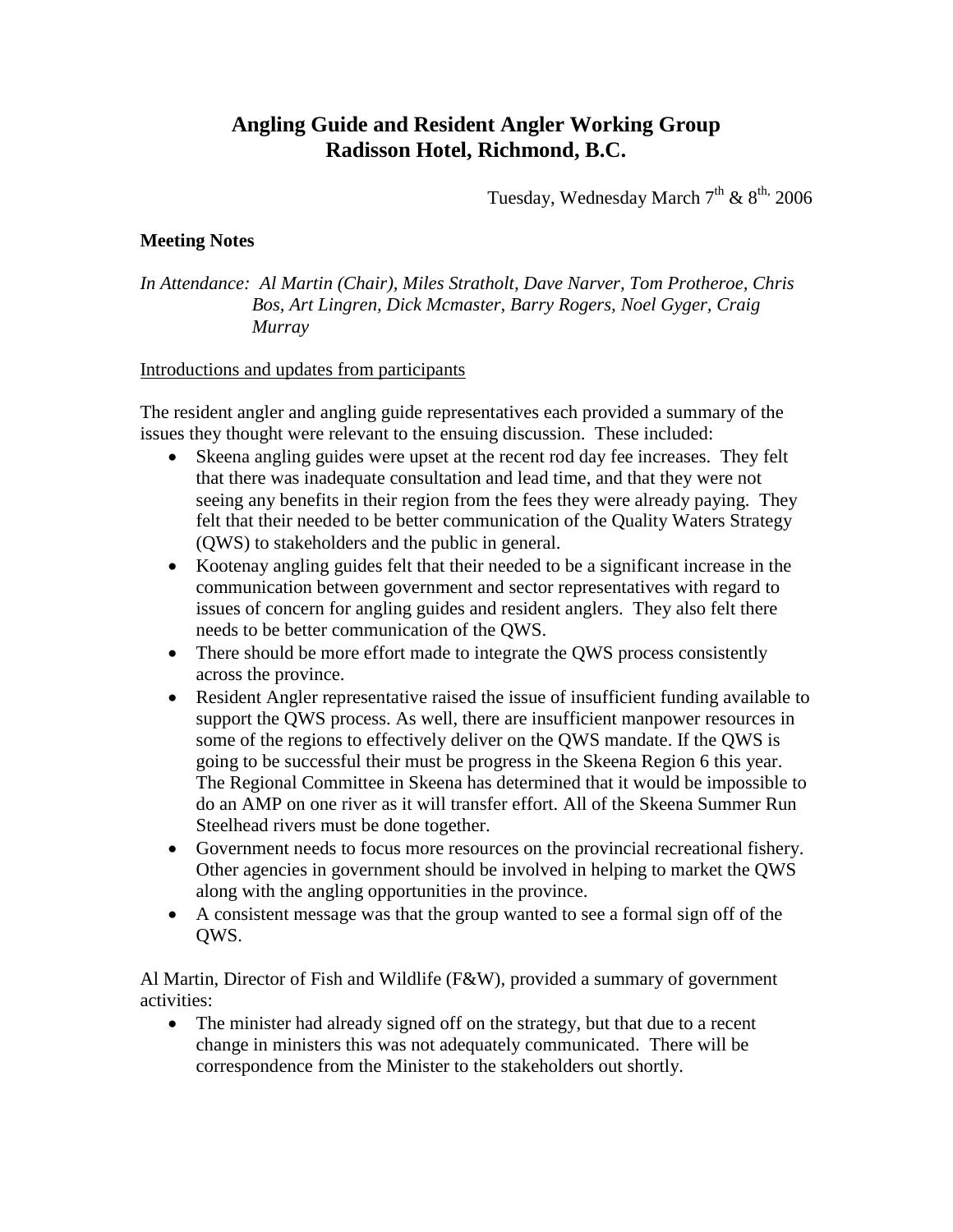# Angling Guide and Resident Angler Working Group
# Radisson Hotel, Richmond, B.C.

Tuesday, Wednesday March 7th & 8th, 2006

**Meeting Notes**

*In Attendance: Al Martin (Chair), Miles Stratholt, Dave Narver, Tom Protheroe, Chris Bos, Art Lingren, Dick Mcmaster, Barry Rogers, Noel Gyger, Craig Murray*

<u>Introductions and updates from participants</u>

The resident angler and angling guide representatives each provided a summary of the issues they thought were relevant to the ensuing discussion. These included:

- Skeena angling guides were upset at the recent rod day fee increases. They felt that there was inadequate consultation and lead time, and that they were not seeing any benefits in their region from the fees they were already paying. They felt that their needed to be better communication of the Quality Waters Strategy (QWS) to stakeholders and the public in general.
- Kootenay angling guides felt that their needed to be a significant increase in the communication between government and sector representatives with regard to issues of concern for angling guides and resident anglers. They also felt there needs to be better communication of the QWS.
- There should be more effort made to integrate the QWS process consistently across the province.
- Resident Angler representative raised the issue of insufficient funding available to support the QWS process. As well, there are insufficient manpower resources in some of the regions to effectively deliver on the QWS mandate. If the QWS is going to be successful their must be progress in the Skeena Region 6 this year. The Regional Committee in Skeena has determined that it would be impossible to do an AMP on one river as it will transfer effort. All of the Skeena Summer Run Steelhead rivers must be done together.
- Government needs to focus more resources on the provincial recreational fishery. Other agencies in government should be involved in helping to market the QWS along with the angling opportunities in the province.
- A consistent message was that the group wanted to see a formal sign off of the QWS.

Al Martin, Director of Fish and Wildlife (F&W), provided a summary of government activities:

- The minister had already signed off on the strategy, but that due to a recent change in ministers this was not adequately communicated. There will be correspondence from the Minister to the stakeholders out shortly.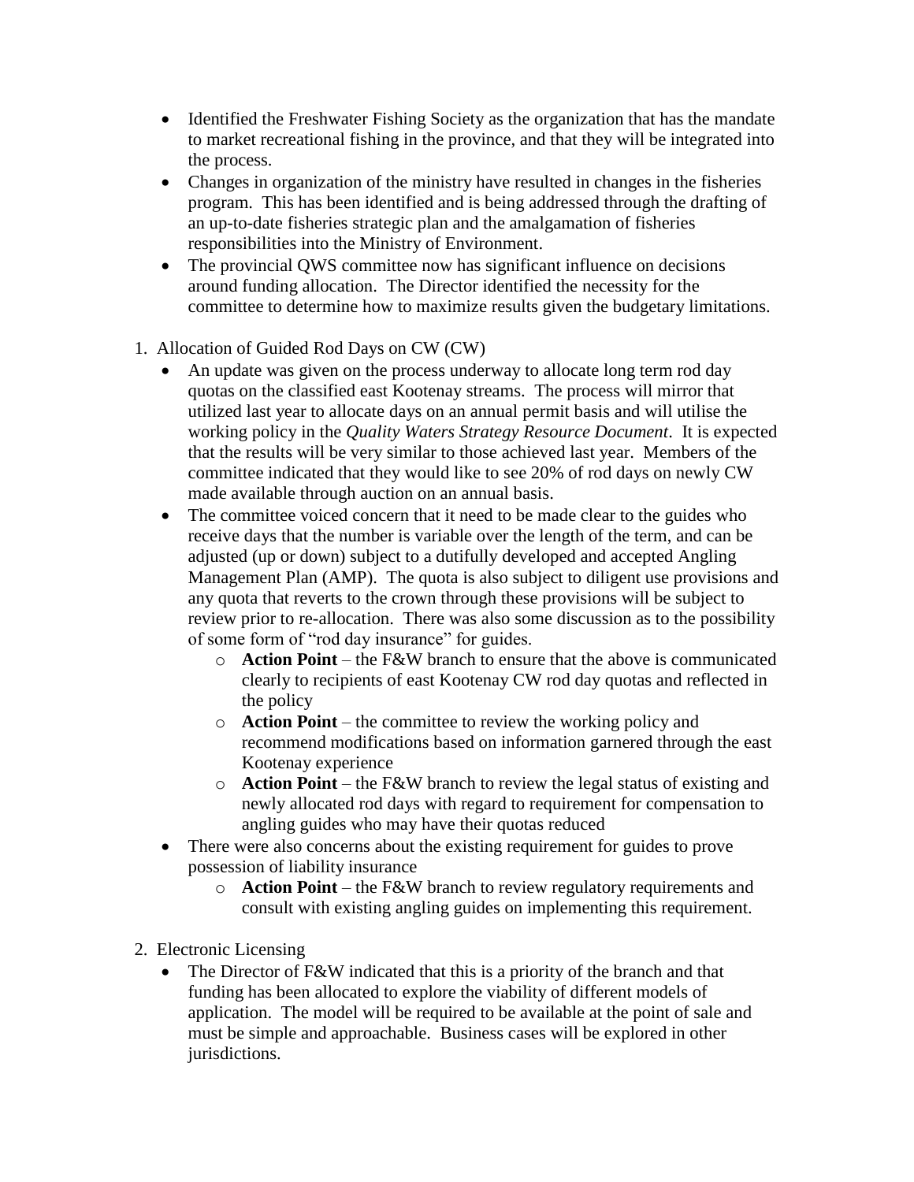- Identified the Freshwater Fishing Society as the organization that has the mandate to market recreational fishing in the province, and that they will be integrated into the process.
- Changes in organization of the ministry have resulted in changes in the fisheries program. This has been identified and is being addressed through the drafting of an up-to-date fisheries strategic plan and the amalgamation of fisheries responsibilities into the Ministry of Environment.
- The provincial QWS committee now has significant influence on decisions around funding allocation. The Director identified the necessity for the committee to determine how to maximize results given the budgetary limitations.

1. Allocation of Guided Rod Days on CW (CW)
   - An update was given on the process underway to allocate long term rod day quotas on the classified east Kootenay streams. The process will mirror that utilized last year to allocate days on an annual permit basis and will utilise the working policy in the *Quality Waters Strategy Resource Document*. It is expected that the results will be very similar to those achieved last year. Members of the committee indicated that they would like to see 20% of rod days on newly CW made available through auction on an annual basis.
   - The committee voiced concern that it need to be made clear to the guides who receive days that the number is variable over the length of the term, and can be adjusted (up or down) subject to a dutifully developed and accepted Angling Management Plan (AMP). The quota is also subject to diligent use provisions and any quota that reverts to the crown through these provisions will be subject to review prior to re-allocation. There was also some discussion as to the possibility of some form of "rod day insurance" for guides.
     - **Action Point** – the F&W branch to ensure that the above is communicated clearly to recipients of east Kootenay CW rod day quotas and reflected in the policy
     - **Action Point** – the committee to review the working policy and recommend modifications based on information garnered through the east Kootenay experience
     - **Action Point** – the F&W branch to review the legal status of existing and newly allocated rod days with regard to requirement for compensation to angling guides who may have their quotas reduced
   - There were also concerns about the existing requirement for guides to prove possession of liability insurance
     - **Action Point** – the F&W branch to review regulatory requirements and consult with existing angling guides on implementing this requirement.

2. Electronic Licensing
   - The Director of F&W indicated that this is a priority of the branch and that funding has been allocated to explore the viability of different models of application. The model will be required to be available at the point of sale and must be simple and approachable. Business cases will be explored in other jurisdictions.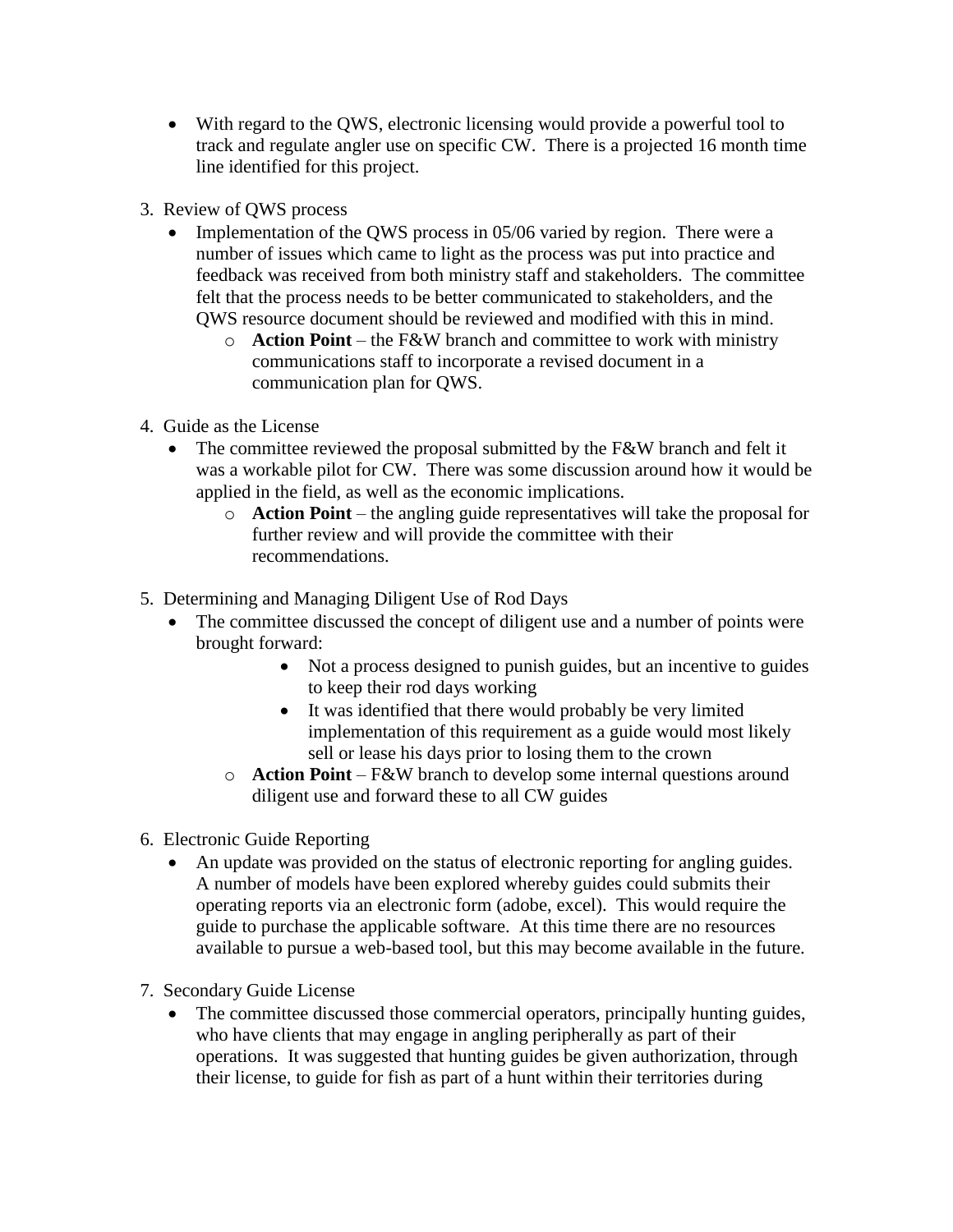- With regard to the QWS, electronic licensing would provide a powerful tool to track and regulate angler use on specific CW. There is a projected 16 month time line identified for this project.

3. Review of QWS process
   - Implementation of the QWS process in 05/06 varied by region. There were a number of issues which came to light as the process was put into practice and feedback was received from both ministry staff and stakeholders. The committee felt that the process needs to be better communicated to stakeholders, and the QWS resource document should be reviewed and modified with this in mind.
     - **Action Point** – the F&W branch and committee to work with ministry communications staff to incorporate a revised document in a communication plan for QWS.

4. Guide as the License
   - The committee reviewed the proposal submitted by the F&W branch and felt it was a workable pilot for CW. There was some discussion around how it would be applied in the field, as well as the economic implications.
     - **Action Point** – the angling guide representatives will take the proposal for further review and will provide the committee with their recommendations.

5. Determining and Managing Diligent Use of Rod Days
   - The committee discussed the concept of diligent use and a number of points were brought forward:
       - Not a process designed to punish guides, but an incentive to guides to keep their rod days working
       - It was identified that there would probably be very limited implementation of this requirement as a guide would most likely sell or lease his days prior to losing them to the crown
     - **Action Point** – F&W branch to develop some internal questions around diligent use and forward these to all CW guides

6. Electronic Guide Reporting
   - An update was provided on the status of electronic reporting for angling guides. A number of models have been explored whereby guides could submits their operating reports via an electronic form (adobe, excel). This would require the guide to purchase the applicable software. At this time there are no resources available to pursue a web-based tool, but this may become available in the future.

7. Secondary Guide License
   - The committee discussed those commercial operators, principally hunting guides, who have clients that may engage in angling peripherally as part of their operations. It was suggested that hunting guides be given authorization, through their license, to guide for fish as part of a hunt within their territories during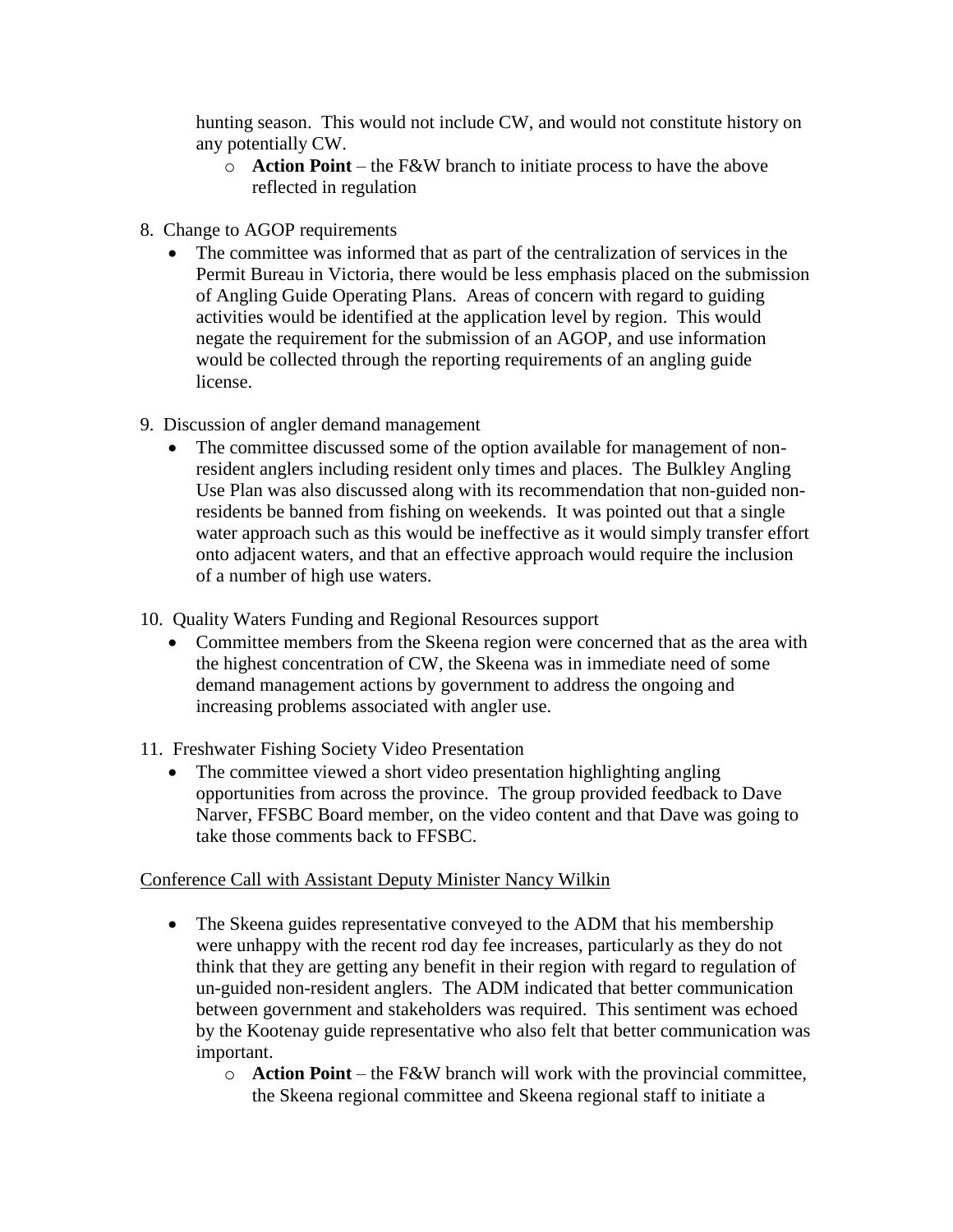hunting season. This would not include CW, and would not constitute history on any potentially CW.

- **Action Point** – the F&W branch to initiate process to have the above reflected in regulation

8. Change to AGOP requirements
   - The committee was informed that as part of the centralization of services in the Permit Bureau in Victoria, there would be less emphasis placed on the submission of Angling Guide Operating Plans. Areas of concern with regard to guiding activities would be identified at the application level by region. This would negate the requirement for the submission of an AGOP, and use information would be collected through the reporting requirements of an angling guide license.

9. Discussion of angler demand management
   - The committee discussed some of the option available for management of non-resident anglers including resident only times and places. The Bulkley Angling Use Plan was also discussed along with its recommendation that non-guided non-residents be banned from fishing on weekends. It was pointed out that a single water approach such as this would be ineffective as it would simply transfer effort onto adjacent waters, and that an effective approach would require the inclusion of a number of high use waters.

10. Quality Waters Funding and Regional Resources support
    - Committee members from the Skeena region were concerned that as the area with the highest concentration of CW, the Skeena was in immediate need of some demand management actions by government to address the ongoing and increasing problems associated with angler use.

11. Freshwater Fishing Society Video Presentation
    - The committee viewed a short video presentation highlighting angling opportunities from across the province. The group provided feedback to Dave Narver, FFSBC Board member, on the video content and that Dave was going to take those comments back to FFSBC.

<u>Conference Call with Assistant Deputy Minister Nancy Wilkin</u>

- The Skeena guides representative conveyed to the ADM that his membership were unhappy with the recent rod day fee increases, particularly as they do not think that they are getting any benefit in their region with regard to regulation of un-guided non-resident anglers. The ADM indicated that better communication between government and stakeholders was required. This sentiment was echoed by the Kootenay guide representative who also felt that better communication was important.
  - **Action Point** – the F&W branch will work with the provincial committee, the Skeena regional committee and Skeena regional staff to initiate a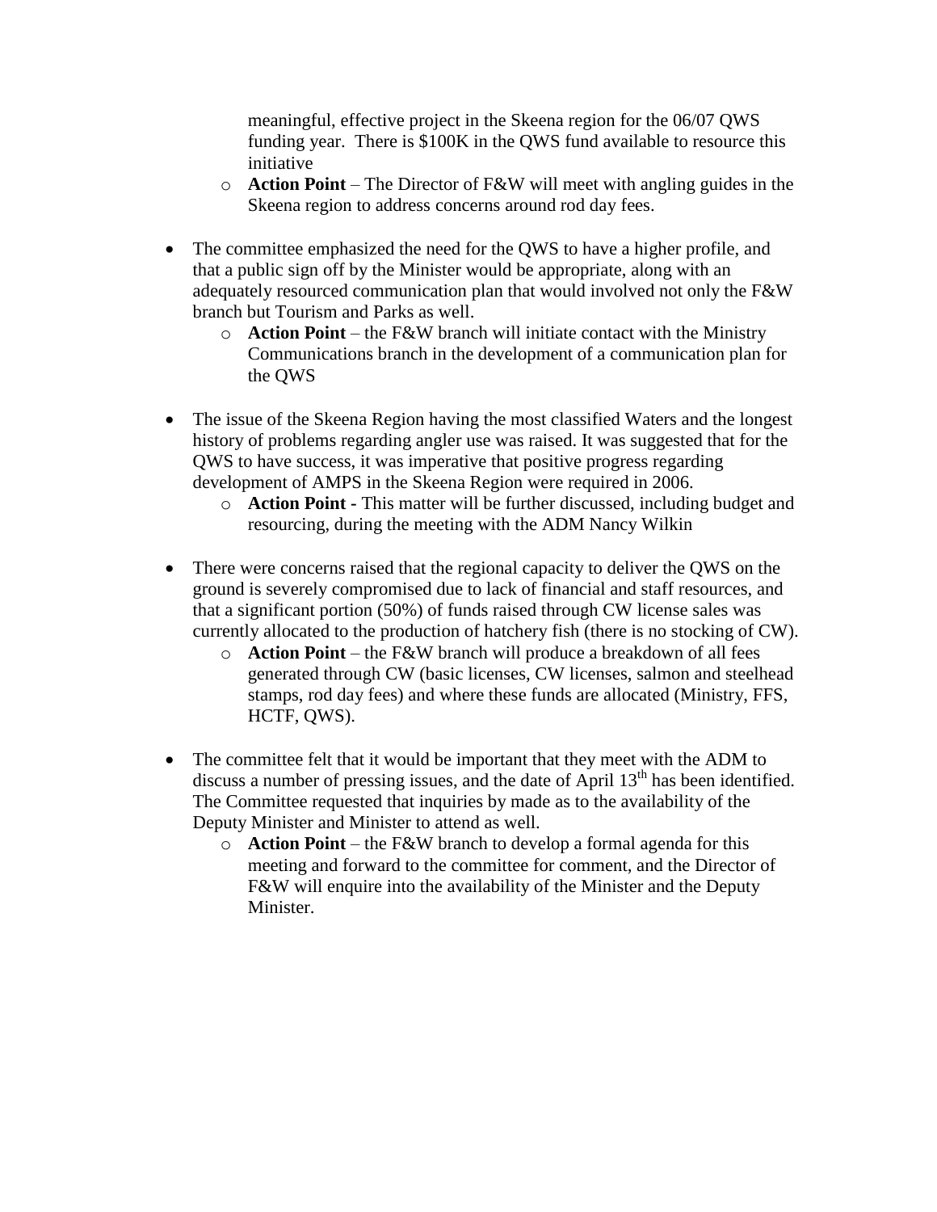meaningful, effective project in the Skeena region for the 06/07 QWS funding year. There is $100K in the QWS fund available to resource this initiative

  - **Action Point** – The Director of F&W will meet with angling guides in the Skeena region to address concerns around rod day fees.

- The committee emphasized the need for the QWS to have a higher profile, and that a public sign off by the Minister would be appropriate, along with an adequately resourced communication plan that would involved not only the F&W branch but Tourism and Parks as well.
  - **Action Point** – the F&W branch will initiate contact with the Ministry Communications branch in the development of a communication plan for the QWS

- The issue of the Skeena Region having the most classified Waters and the longest history of problems regarding angler use was raised. It was suggested that for the QWS to have success, it was imperative that positive progress regarding development of AMPS in the Skeena Region were required in 2006.
  - **Action Point -** This matter will be further discussed, including budget and resourcing, during the meeting with the ADM Nancy Wilkin

- There were concerns raised that the regional capacity to deliver the QWS on the ground is severely compromised due to lack of financial and staff resources, and that a significant portion (50%) of funds raised through CW license sales was currently allocated to the production of hatchery fish (there is no stocking of CW).
  - **Action Point** – the F&W branch will produce a breakdown of all fees generated through CW (basic licenses, CW licenses, salmon and steelhead stamps, rod day fees) and where these funds are allocated (Ministry, FFS, HCTF, QWS).

- The committee felt that it would be important that they meet with the ADM to discuss a number of pressing issues, and the date of April 13th has been identified. The Committee requested that inquiries by made as to the availability of the Deputy Minister and Minister to attend as well.
  - **Action Point** – the F&W branch to develop a formal agenda for this meeting and forward to the committee for comment, and the Director of F&W will enquire into the availability of the Minister and the Deputy Minister.